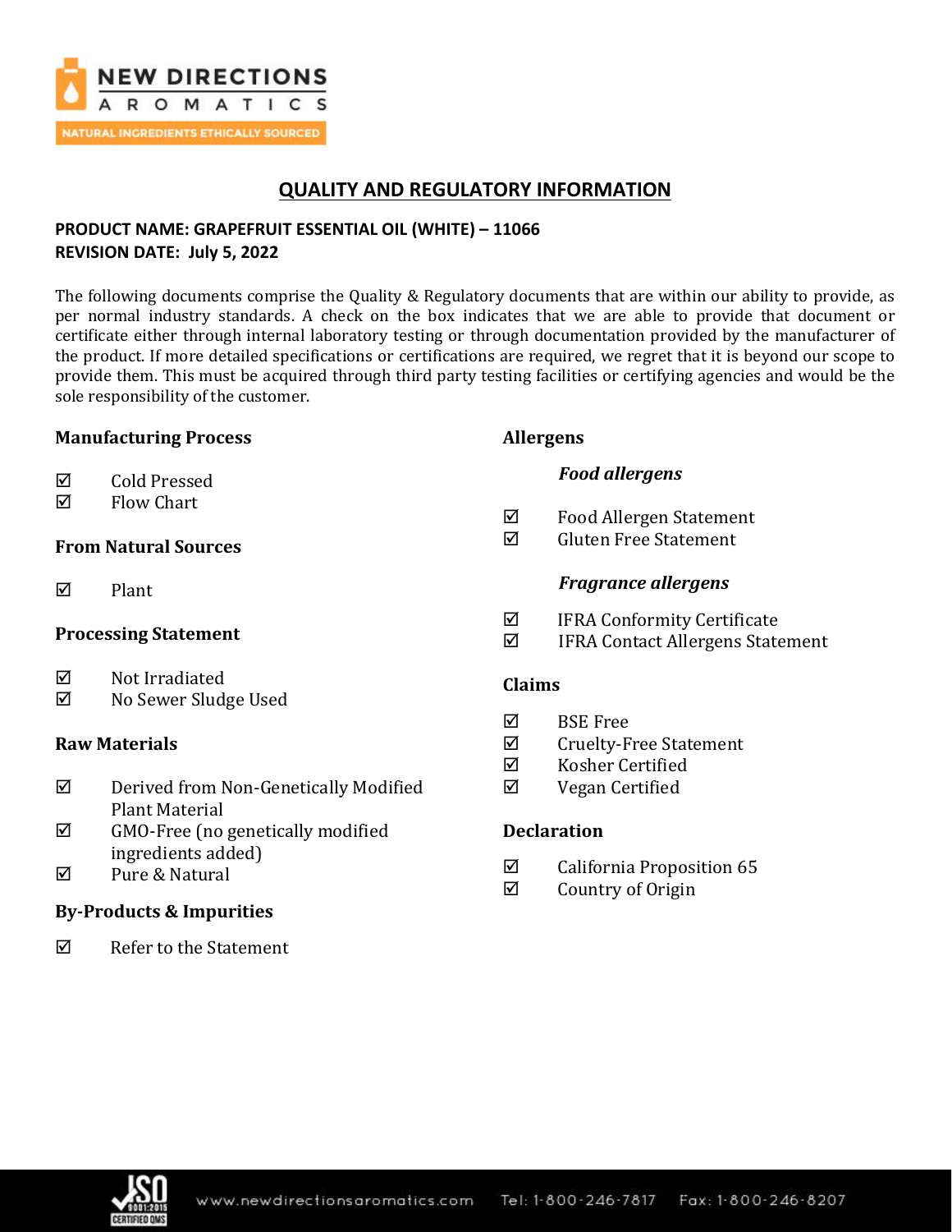NEW DIRECTIONS AROMATICS

NATURAL INGREDIENTS ETHICALLY SOURCED

# QUALITY AND REGULATORY INFORMATION

**PRODUCT NAME: GRAPEFRUIT ESSENTIAL OIL (WHITE) – 11066**
**REVISION DATE: July 5, 2022**

The following documents comprise the Quality & Regulatory documents that are within our ability to provide, as per normal industry standards. A check on the box indicates that we are able to provide that document or certificate either through internal laboratory testing or through documentation provided by the manufacturer of the product. If more detailed specifications or certifications are required, we regret that it is beyond our scope to provide them. This must be acquired through third party testing facilities or certifying agencies and would be the sole responsibility of the customer.

### Manufacturing Process

- ☑ Cold Pressed
- ☑ Flow Chart

### From Natural Sources

- ☑ Plant

### Processing Statement

- ☑ Not Irradiated
- ☑ No Sewer Sludge Used

### Raw Materials

- ☑ Derived from Non-Genetically Modified Plant Material
- ☑ GMO-Free (no genetically modified ingredients added)
- ☑ Pure & Natural

### By-Products & Impurities

- ☑ Refer to the Statement

### Allergens

#### *Food allergens*

- ☑ Food Allergen Statement
- ☑ Gluten Free Statement

#### *Fragrance allergens*

- ☑ IFRA Conformity Certificate
- ☑ IFRA Contact Allergens Statement

### Claims

- ☑ BSE Free
- ☑ Cruelty-Free Statement
- ☑ Kosher Certified
- ☑ Vegan Certified

### Declaration

- ☑ California Proposition 65
- ☑ Country of Origin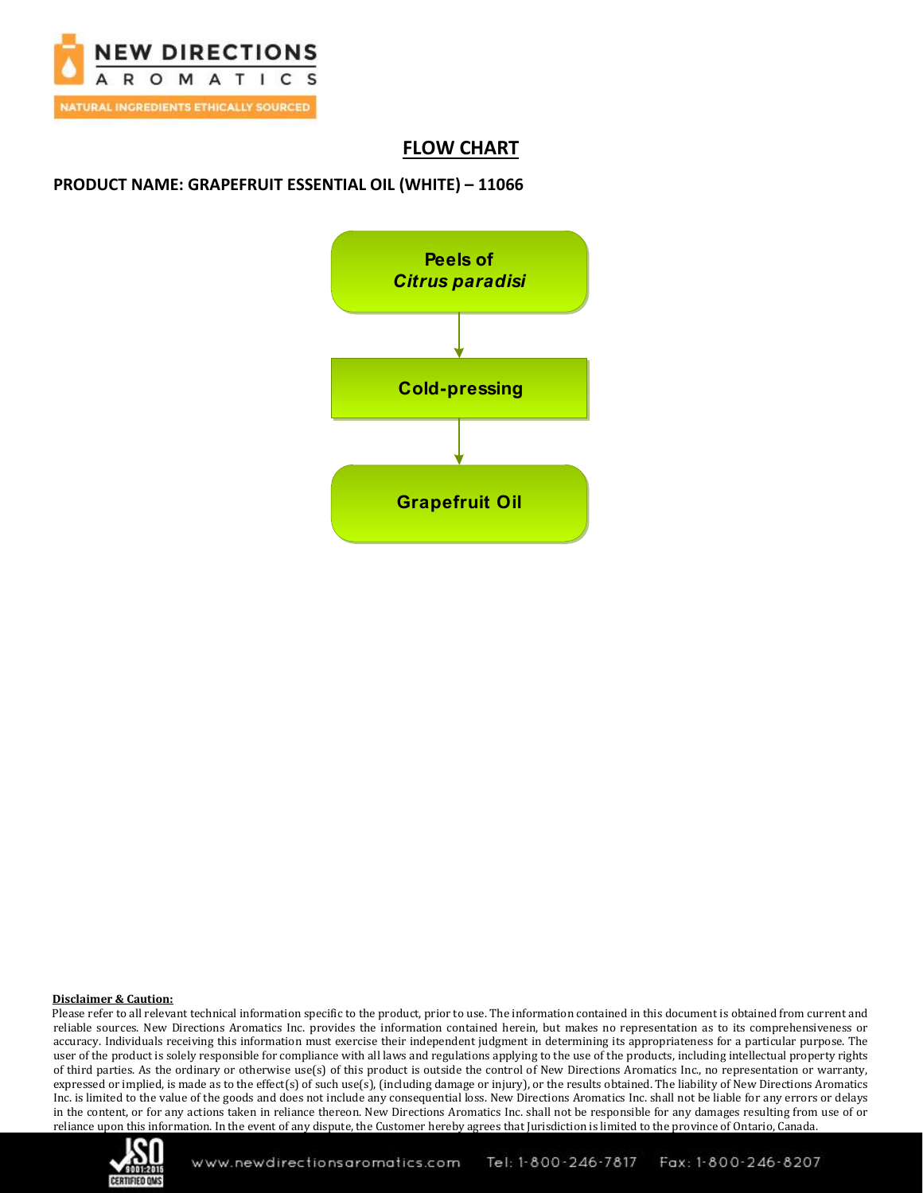# FLOW CHART

**PRODUCT NAME: GRAPEFRUIT ESSENTIAL OIL (WHITE) – 11066**

**Peels of *Citrus paradisi***

↓

**Cold-pressing**

↓

**Grapefruit Oil**

**Disclaimer & Caution:**

Please refer to all relevant technical information specific to the product, prior to use. The information contained in this document is obtained from current and reliable sources. New Directions Aromatics Inc. provides the information contained herein, but makes no representation as to its comprehensiveness or accuracy. Individuals receiving this information must exercise their independent judgment in determining its appropriateness for a particular purpose. The user of the product is solely responsible for compliance with all laws and regulations applying to the use of the products, including intellectual property rights of third parties. As the ordinary or otherwise use(s) of this product is outside the control of New Directions Aromatics Inc., no representation or warranty, expressed or implied, is made as to the effect(s) of such use(s), (including damage or injury), or the results obtained. The liability of New Directions Aromatics Inc. is limited to the value of the goods and does not include any consequential loss. New Directions Aromatics Inc. shall not be liable for any errors or delays in the content, or for any actions taken in reliance thereon. New Directions Aromatics Inc. shall not be responsible for any damages resulting from use of or reliance upon this information. In the event of any dispute, the Customer hereby agrees that Jurisdiction is limited to the province of Ontario, Canada.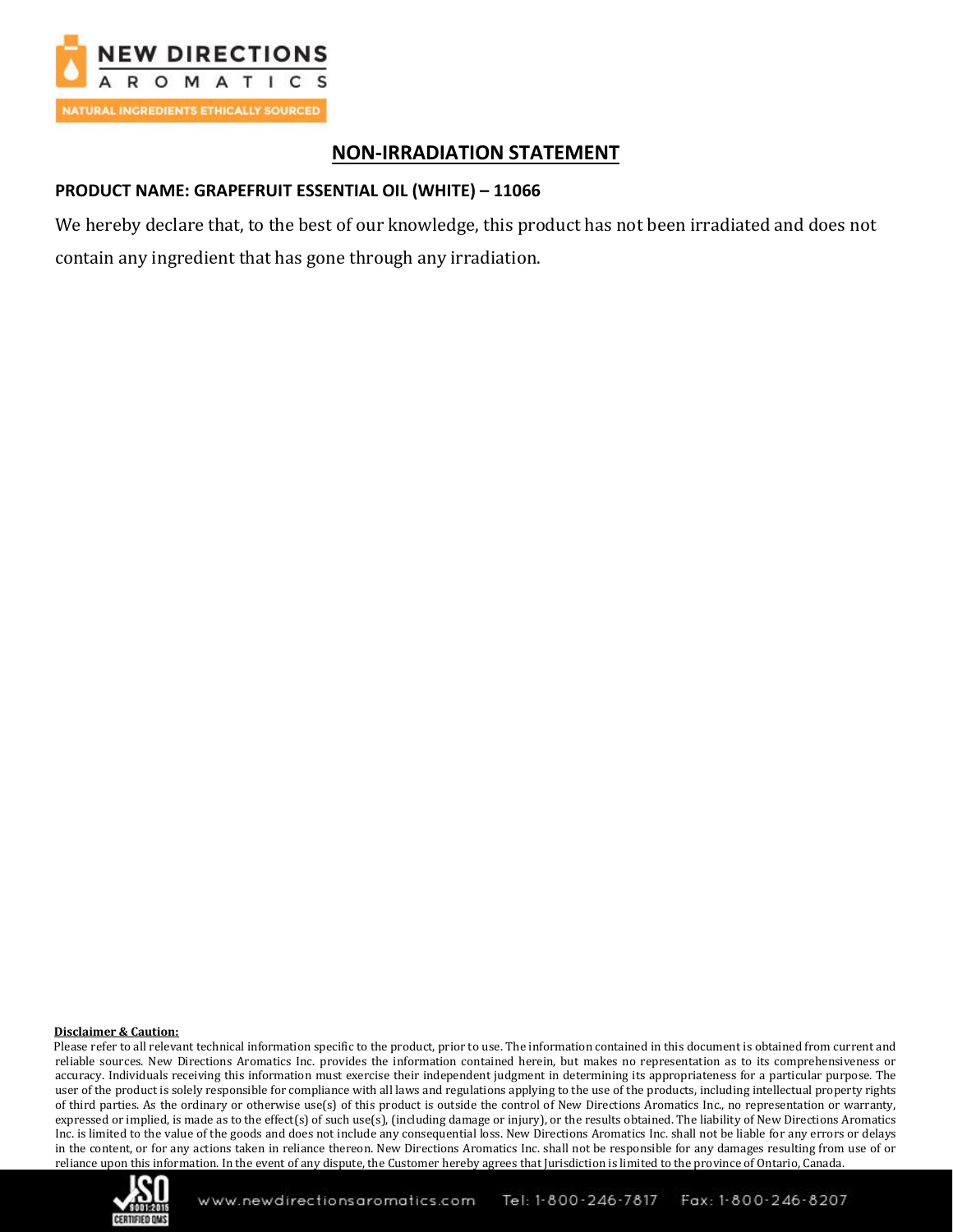# NON-IRRADIATION STATEMENT

**PRODUCT NAME: GRAPEFRUIT ESSENTIAL OIL (WHITE) – 11066**

We hereby declare that, to the best of our knowledge, this product has not been irradiated and does not contain any ingredient that has gone through any irradiation.

**Disclaimer & Caution:**

Please refer to all relevant technical information specific to the product, prior to use. The information contained in this document is obtained from current and reliable sources. New Directions Aromatics Inc. provides the information contained herein, but makes no representation as to its comprehensiveness or accuracy. Individuals receiving this information must exercise their independent judgment in determining its appropriateness for a particular purpose. The user of the product is solely responsible for compliance with all laws and regulations applying to the use of the products, including intellectual property rights of third parties. As the ordinary or otherwise use(s) of this product is outside the control of New Directions Aromatics Inc., no representation or warranty, expressed or implied, is made as to the effect(s) of such use(s), (including damage or injury), or the results obtained. The liability of New Directions Aromatics Inc. is limited to the value of the goods and does not include any consequential loss. New Directions Aromatics Inc. shall not be liable for any errors or delays in the content, or for any actions taken in reliance thereon. New Directions Aromatics Inc. shall not be responsible for any damages resulting from use of or reliance upon this information. In the event of any dispute, the Customer hereby agrees that Jurisdiction is limited to the province of Ontario, Canada.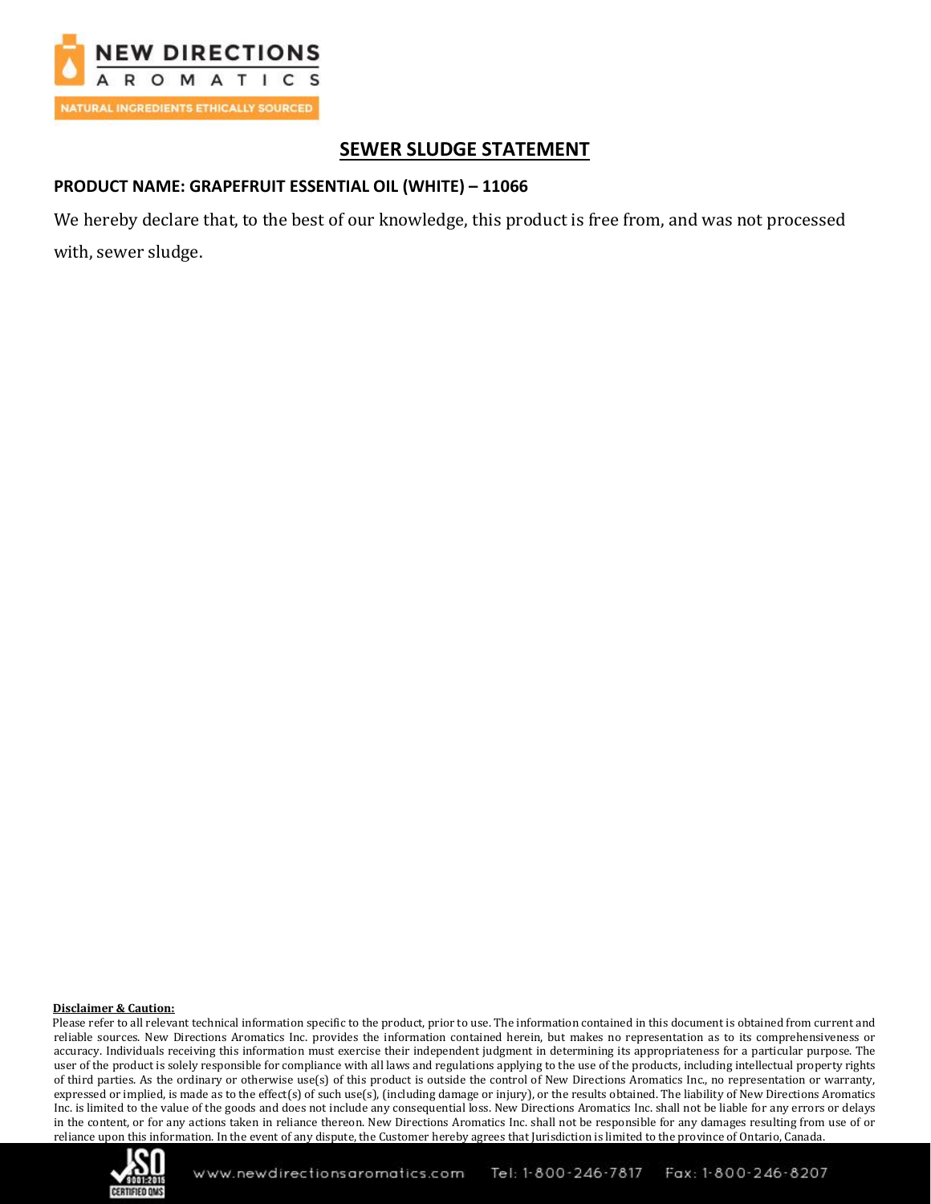## SEWER SLUDGE STATEMENT

**PRODUCT NAME: GRAPEFRUIT ESSENTIAL OIL (WHITE) – 11066**

We hereby declare that, to the best of our knowledge, this product is free from, and was not processed with, sewer sludge.

**Disclaimer & Caution:**

Please refer to all relevant technical information specific to the product, prior to use. The information contained in this document is obtained from current and reliable sources. New Directions Aromatics Inc. provides the information contained herein, but makes no representation as to its comprehensiveness or accuracy. Individuals receiving this information must exercise their independent judgment in determining its appropriateness for a particular purpose. The user of the product is solely responsible for compliance with all laws and regulations applying to the use of the products, including intellectual property rights of third parties. As the ordinary or otherwise use(s) of this product is outside the control of New Directions Aromatics Inc., no representation or warranty, expressed or implied, is made as to the effect(s) of such use(s), (including damage or injury), or the results obtained. The liability of New Directions Aromatics Inc. is limited to the value of the goods and does not include any consequential loss. New Directions Aromatics Inc. shall not be liable for any errors or delays in the content, or for any actions taken in reliance thereon. New Directions Aromatics Inc. shall not be responsible for any damages resulting from use of or reliance upon this information. In the event of any dispute, the Customer hereby agrees that Jurisdiction is limited to the province of Ontario, Canada.

www.newdirectionsaromatics.com Tel: 1-800-246-7817 Fax: 1-800-246-8207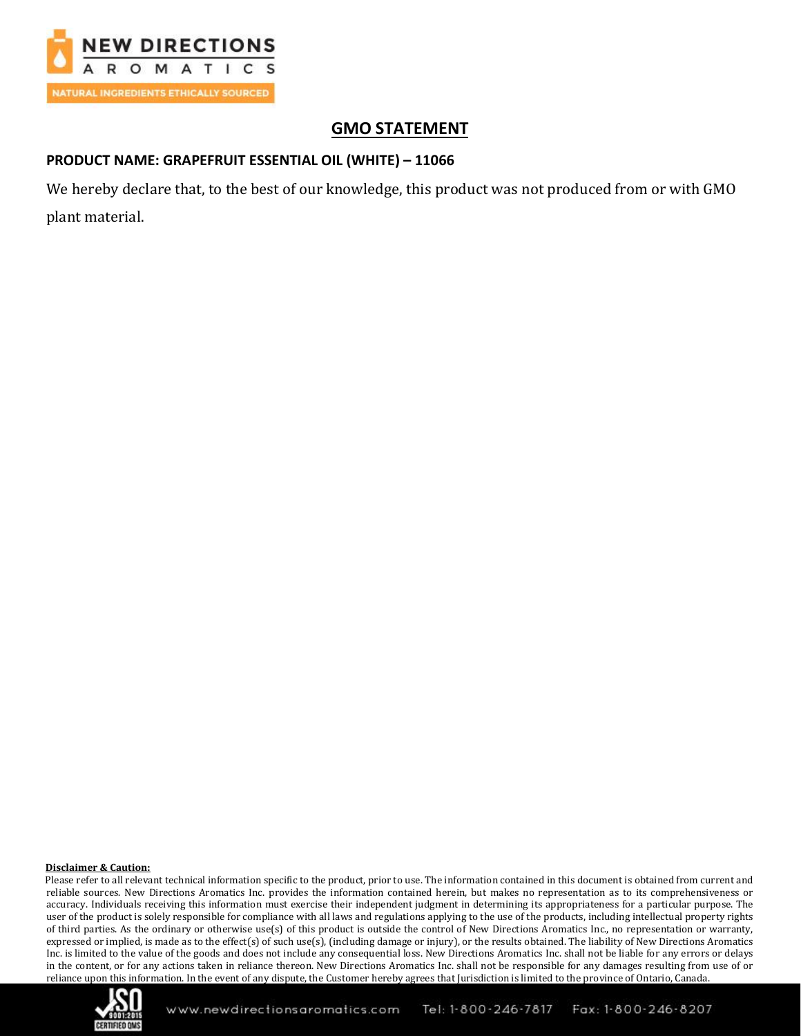# GMO STATEMENT

**PRODUCT NAME: GRAPEFRUIT ESSENTIAL OIL (WHITE) – 11066**

We hereby declare that, to the best of our knowledge, this product was not produced from or with GMO plant material.

**Disclaimer & Caution:**

Please refer to all relevant technical information specific to the product, prior to use. The information contained in this document is obtained from current and reliable sources. New Directions Aromatics Inc. provides the information contained herein, but makes no representation as to its comprehensiveness or accuracy. Individuals receiving this information must exercise their independent judgment in determining its appropriateness for a particular purpose. The user of the product is solely responsible for compliance with all laws and regulations applying to the use of the products, including intellectual property rights of third parties. As the ordinary or otherwise use(s) of this product is outside the control of New Directions Aromatics Inc., no representation or warranty, expressed or implied, is made as to the effect(s) of such use(s), (including damage or injury), or the results obtained. The liability of New Directions Aromatics Inc. is limited to the value of the goods and does not include any consequential loss. New Directions Aromatics Inc. shall not be liable for any errors or delays in the content, or for any actions taken in reliance thereon. New Directions Aromatics Inc. shall not be responsible for any damages resulting from use of or reliance upon this information. In the event of any dispute, the Customer hereby agrees that Jurisdiction is limited to the province of Ontario, Canada.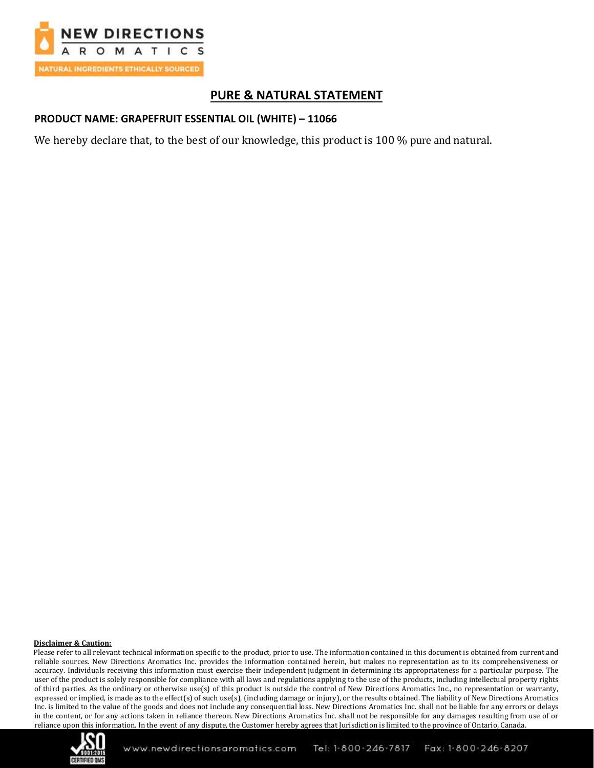# PURE & NATURAL STATEMENT

**PRODUCT NAME: GRAPEFRUIT ESSENTIAL OIL (WHITE) – 11066**

We hereby declare that, to the best of our knowledge, this product is 100 % pure and natural.

**Disclaimer & Caution:**

Please refer to all relevant technical information specific to the product, prior to use. The information contained in this document is obtained from current and reliable sources. New Directions Aromatics Inc. provides the information contained herein, but makes no representation as to its comprehensiveness or accuracy. Individuals receiving this information must exercise their independent judgment in determining its appropriateness for a particular purpose. The user of the product is solely responsible for compliance with all laws and regulations applying to the use of the products, including intellectual property rights of third parties. As the ordinary or otherwise use(s) of this product is outside the control of New Directions Aromatics Inc., no representation or warranty, expressed or implied, is made as to the effect(s) of such use(s), (including damage or injury), or the results obtained. The liability of New Directions Aromatics Inc. is limited to the value of the goods and does not include any consequential loss. New Directions Aromatics Inc. shall not be liable for any errors or delays in the content, or for any actions taken in reliance thereon. New Directions Aromatics Inc. shall not be responsible for any damages resulting from use of or reliance upon this information. In the event of any dispute, the Customer hereby agrees that Jurisdiction is limited to the province of Ontario, Canada.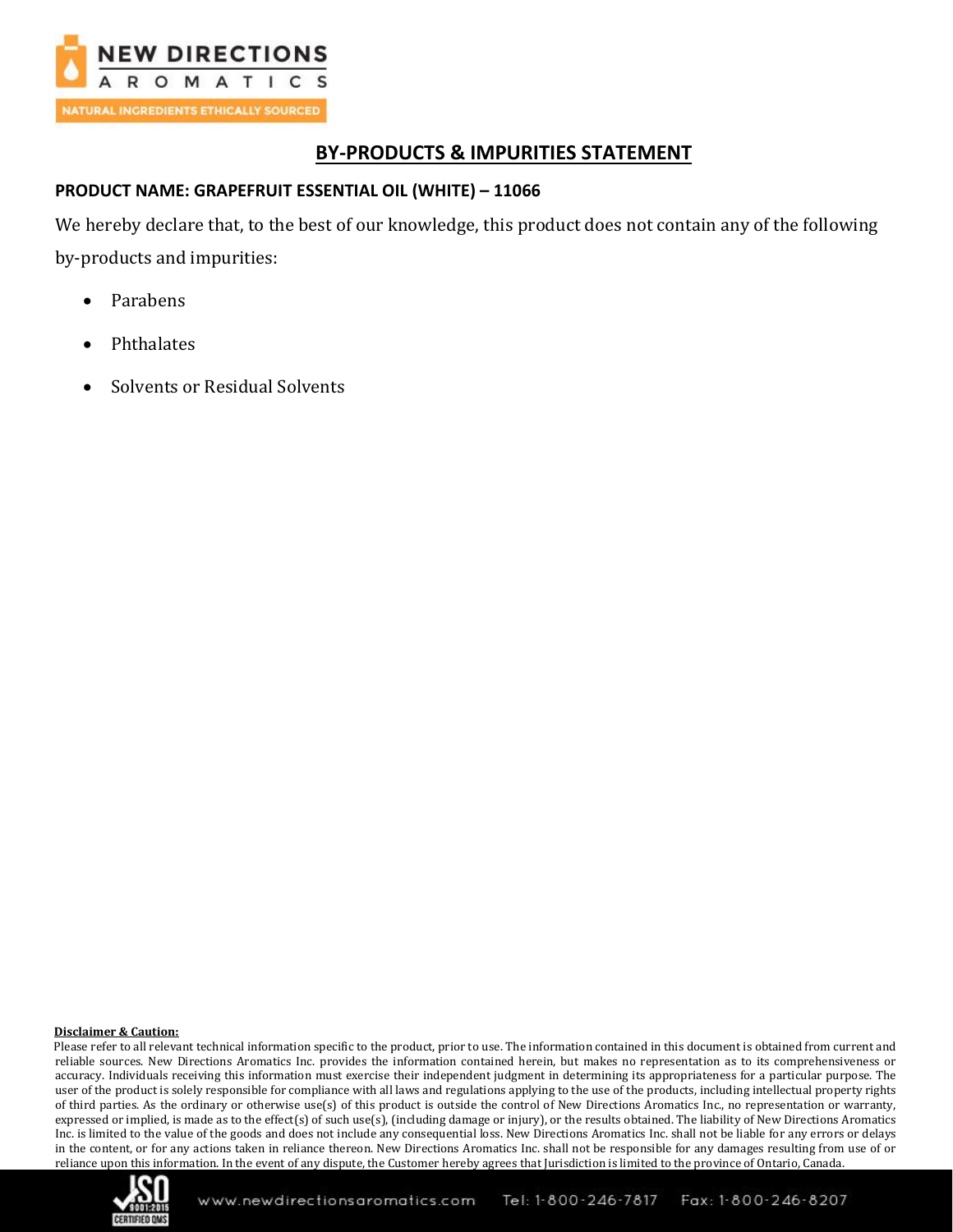## BY-PRODUCTS & IMPURITIES STATEMENT

**PRODUCT NAME: GRAPEFRUIT ESSENTIAL OIL (WHITE) – 11066**

We hereby declare that, to the best of our knowledge, this product does not contain any of the following by-products and impurities:

- Parabens
- Phthalates
- Solvents or Residual Solvents

**Disclaimer & Caution:**

Please refer to all relevant technical information specific to the product, prior to use. The information contained in this document is obtained from current and reliable sources. New Directions Aromatics Inc. provides the information contained herein, but makes no representation as to its comprehensiveness or accuracy. Individuals receiving this information must exercise their independent judgment in determining its appropriateness for a particular purpose. The user of the product is solely responsible for compliance with all laws and regulations applying to the use of the products, including intellectual property rights of third parties. As the ordinary or otherwise use(s) of this product is outside the control of New Directions Aromatics Inc., no representation or warranty, expressed or implied, is made as to the effect(s) of such use(s), (including damage or injury), or the results obtained. The liability of New Directions Aromatics Inc. is limited to the value of the goods and does not include any consequential loss. New Directions Aromatics Inc. shall not be liable for any errors or delays in the content, or for any actions taken in reliance thereon. New Directions Aromatics Inc. shall not be responsible for any damages resulting from use of or reliance upon this information. In the event of any dispute, the Customer hereby agrees that Jurisdiction is limited to the province of Ontario, Canada.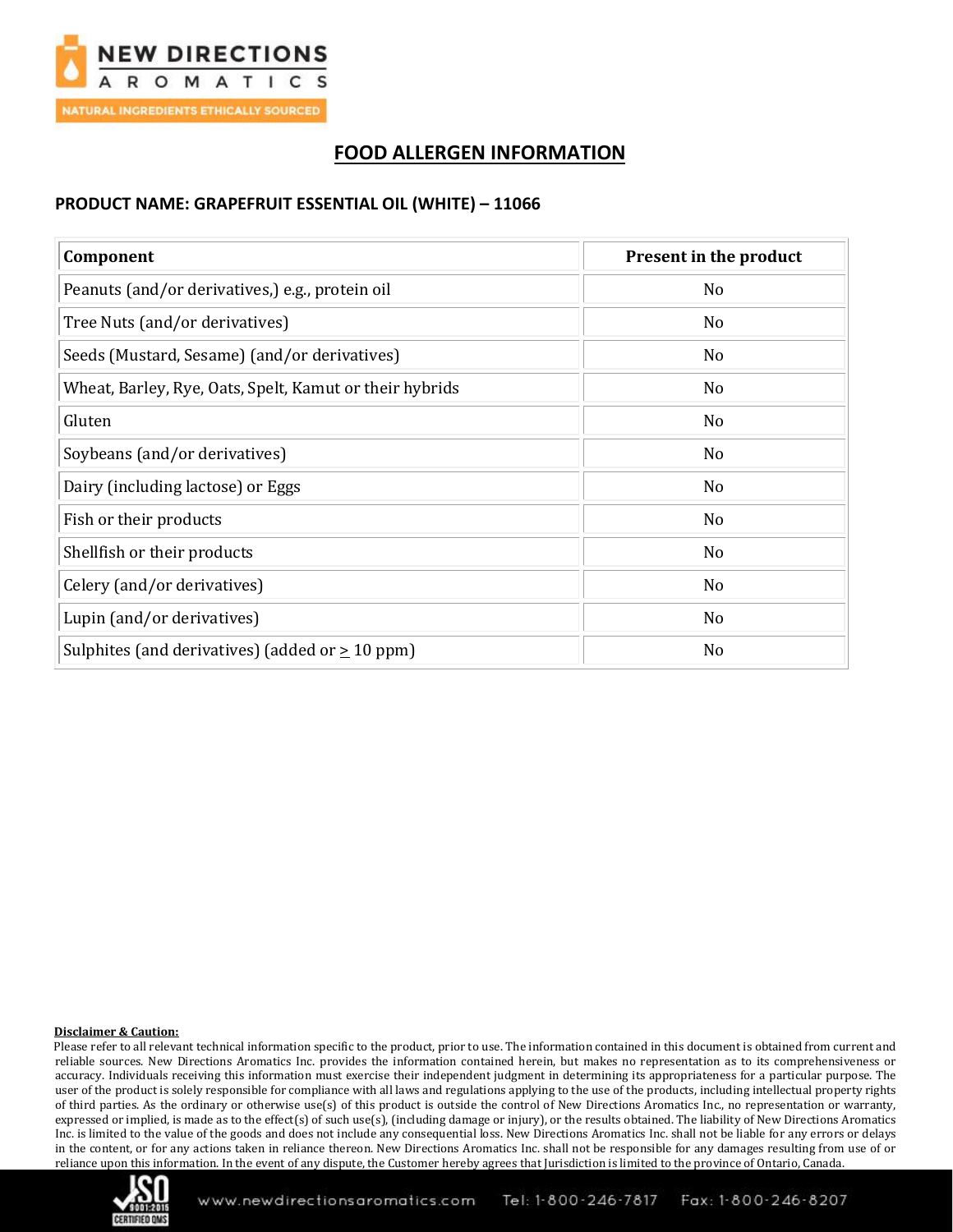# FOOD ALLERGEN INFORMATION

## PRODUCT NAME: GRAPEFRUIT ESSENTIAL OIL (WHITE) – 11066

| Component | Present in the product |
|---|---|
| Peanuts (and/or derivatives,) e.g., protein oil | No |
| Tree Nuts (and/or derivatives) | No |
| Seeds (Mustard, Sesame) (and/or derivatives) | No |
| Wheat, Barley, Rye, Oats, Spelt, Kamut or their hybrids | No |
| Gluten | No |
| Soybeans (and/or derivatives) | No |
| Dairy (including lactose) or Eggs | No |
| Fish or their products | No |
| Shellfish or their products | No |
| Celery (and/or derivatives) | No |
| Lupin (and/or derivatives) | No |
| Sulphites (and derivatives) (added or $\geq$ 10 ppm) | No |

**Disclaimer & Caution:**

Please refer to all relevant technical information specific to the product, prior to use. The information contained in this document is obtained from current and reliable sources. New Directions Aromatics Inc. provides the information contained herein, but makes no representation as to its comprehensiveness or accuracy. Individuals receiving this information must exercise their independent judgment in determining its appropriateness for a particular purpose. The user of the product is solely responsible for compliance with all laws and regulations applying to the use of the products, including intellectual property rights of third parties. As the ordinary or otherwise use(s) of this product is outside the control of New Directions Aromatics Inc., no representation or warranty, expressed or implied, is made as to the effect(s) of such use(s), (including damage or injury), or the results obtained. The liability of New Directions Aromatics Inc. is limited to the value of the goods and does not include any consequential loss. New Directions Aromatics Inc. shall not be liable for any errors or delays in the content, or for any actions taken in reliance thereon. New Directions Aromatics Inc. shall not be responsible for any damages resulting from use of or reliance upon this information. In the event of any dispute, the Customer hereby agrees that Jurisdiction is limited to the province of Ontario, Canada.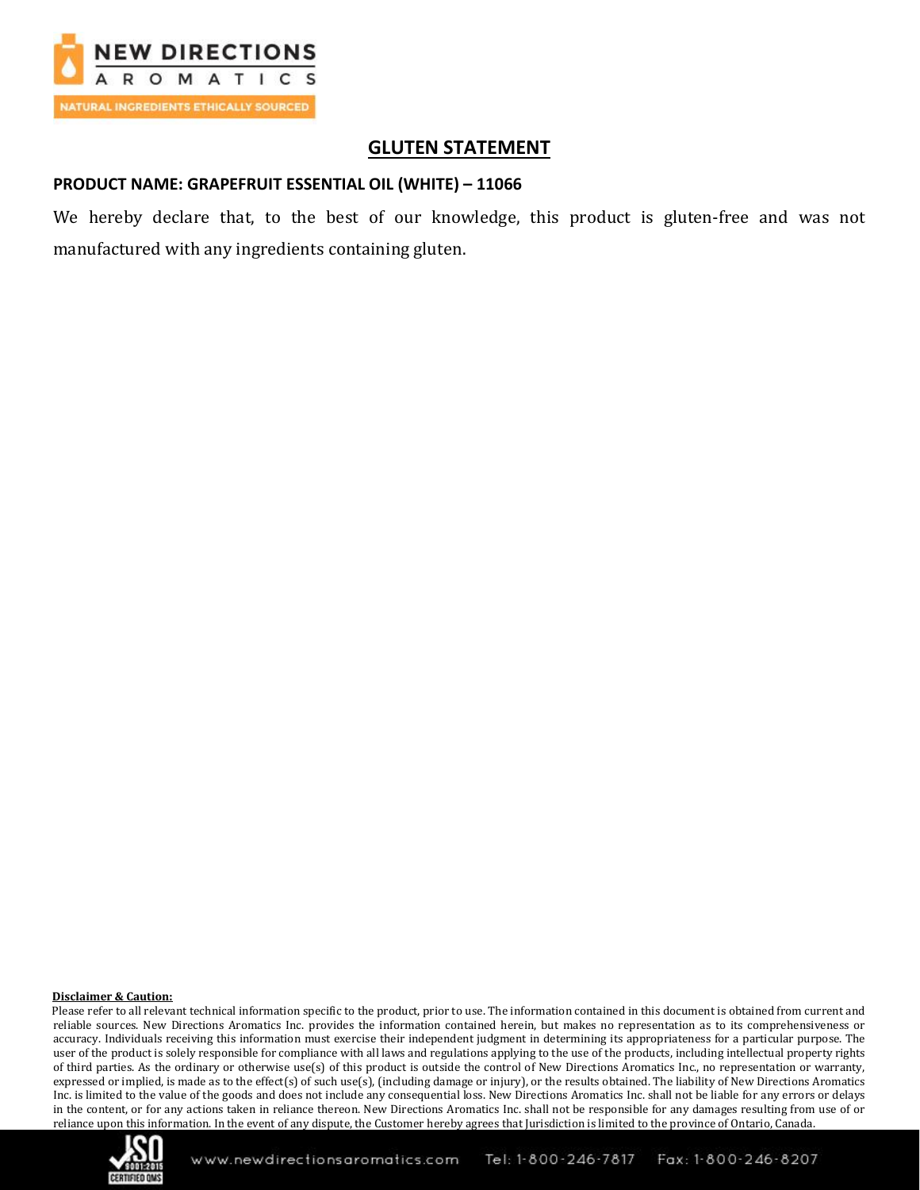# GLUTEN STATEMENT

**PRODUCT NAME: GRAPEFRUIT ESSENTIAL OIL (WHITE) – 11066**

We hereby declare that, to the best of our knowledge, this product is gluten-free and was not manufactured with any ingredients containing gluten.

**Disclaimer & Caution:**

Please refer to all relevant technical information specific to the product, prior to use. The information contained in this document is obtained from current and reliable sources. New Directions Aromatics Inc. provides the information contained herein, but makes no representation as to its comprehensiveness or accuracy. Individuals receiving this information must exercise their independent judgment in determining its appropriateness for a particular purpose. The user of the product is solely responsible for compliance with all laws and regulations applying to the use of the products, including intellectual property rights of third parties. As the ordinary or otherwise use(s) of this product is outside the control of New Directions Aromatics Inc., no representation or warranty, expressed or implied, is made as to the effect(s) of such use(s), (including damage or injury), or the results obtained. The liability of New Directions Aromatics Inc. is limited to the value of the goods and does not include any consequential loss. New Directions Aromatics Inc. shall not be liable for any errors or delays in the content, or for any actions taken in reliance thereon. New Directions Aromatics Inc. shall not be responsible for any damages resulting from use of or reliance upon this information. In the event of any dispute, the Customer hereby agrees that Jurisdiction is limited to the province of Ontario, Canada.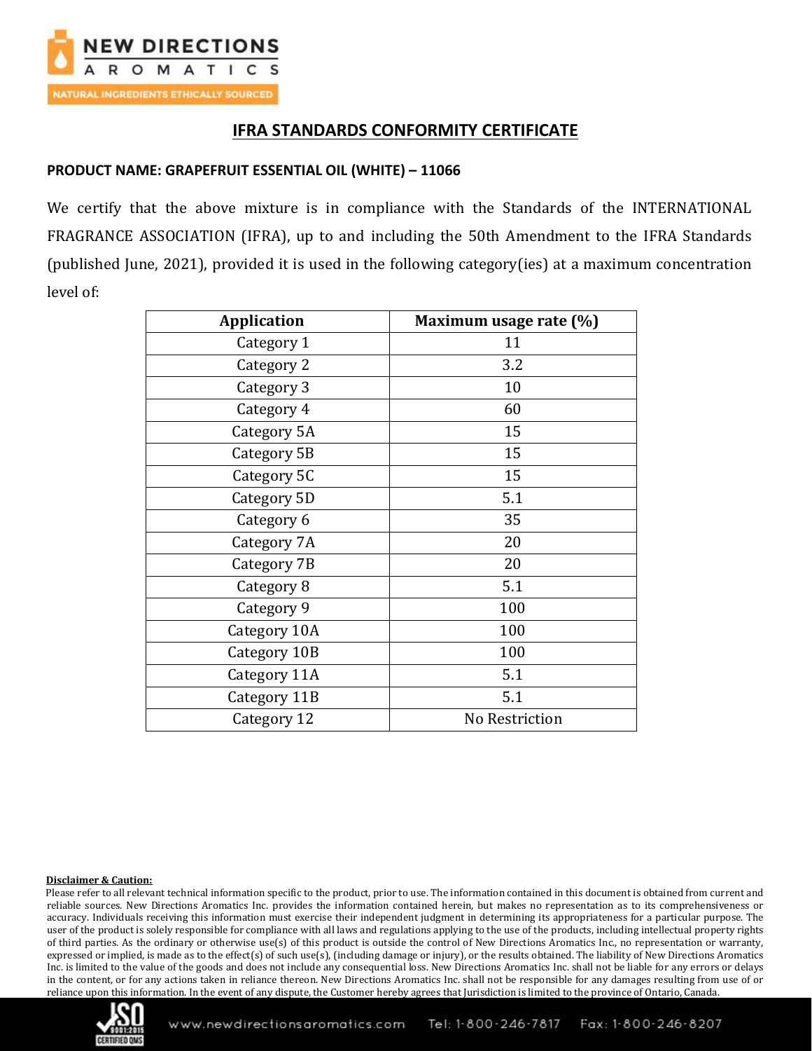NEW DIRECTIONS AROMATICS

NATURAL INGREDIENTS ETHICALLY SOURCED

## IFRA STANDARDS CONFORMITY CERTIFICATE

**PRODUCT NAME: GRAPEFRUIT ESSENTIAL OIL (WHITE) – 11066**

We certify that the above mixture is in compliance with the Standards of the INTERNATIONAL FRAGRANCE ASSOCIATION (IFRA), up to and including the 50th Amendment to the IFRA Standards (published June, 2021), provided it is used in the following category(ies) at a maximum concentration level of:

| Application | Maximum usage rate (%) |
|---|---|
| Category 1 | 11 |
| Category 2 | 3.2 |
| Category 3 | 10 |
| Category 4 | 60 |
| Category 5A | 15 |
| Category 5B | 15 |
| Category 5C | 15 |
| Category 5D | 5.1 |
| Category 6 | 35 |
| Category 7A | 20 |
| Category 7B | 20 |
| Category 8 | 5.1 |
| Category 9 | 100 |
| Category 10A | 100 |
| Category 10B | 100 |
| Category 11A | 5.1 |
| Category 11B | 5.1 |
| Category 12 | No Restriction |

**Disclaimer & Caution:**

Please refer to all relevant technical information specific to the product, prior to use. The information contained in this document is obtained from current and reliable sources. New Directions Aromatics Inc. provides the information contained herein, but makes no representation as to its comprehensiveness or accuracy. Individuals receiving this information must exercise their independent judgment in determining its appropriateness for a particular purpose. The user of the product is solely responsible for compliance with all laws and regulations applying to the use of the products, including intellectual property rights of third parties. As the ordinary or otherwise use(s) of this product is outside the control of New Directions Aromatics Inc., no representation or warranty, expressed or implied, is made as to the effect(s) of such use(s), (including damage or injury), or the results obtained. The liability of New Directions Aromatics Inc. is limited to the value of the goods and does not include any consequential loss. New Directions Aromatics Inc. shall not be liable for any errors or delays in the content, or for any actions taken in reliance thereon. New Directions Aromatics Inc. shall not be responsible for any damages resulting from use of or reliance upon this information. In the event of any dispute, the Customer hereby agrees that Jurisdiction is limited to the province of Ontario, Canada.

www.newdirectionsaromatics.com Tel: 1-800-246-7817 Fax: 1-800-246-8207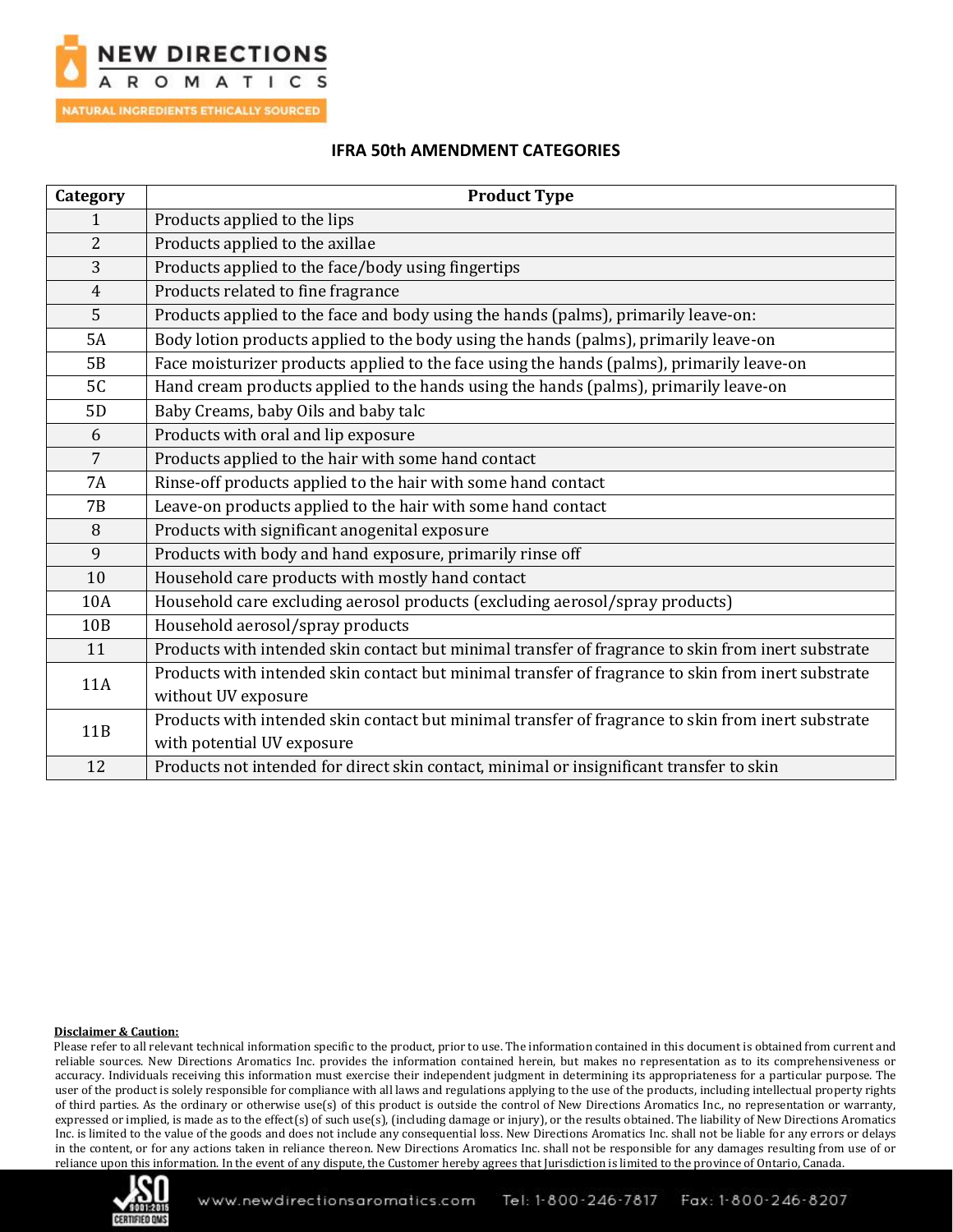## IFRA 50th AMENDMENT CATEGORIES

| Category | Product Type |
|---|---|
| 1 | Products applied to the lips |
| 2 | Products applied to the axillae |
| 3 | Products applied to the face/body using fingertips |
| 4 | Products related to fine fragrance |
| 5 | Products applied to the face and body using the hands (palms), primarily leave-on: |
| 5A | Body lotion products applied to the body using the hands (palms), primarily leave-on |
| 5B | Face moisturizer products applied to the face using the hands (palms), primarily leave-on |
| 5C | Hand cream products applied to the hands using the hands (palms), primarily leave-on |
| 5D | Baby Creams, baby Oils and baby talc |
| 6 | Products with oral and lip exposure |
| 7 | Products applied to the hair with some hand contact |
| 7A | Rinse-off products applied to the hair with some hand contact |
| 7B | Leave-on products applied to the hair with some hand contact |
| 8 | Products with significant anogenital exposure |
| 9 | Products with body and hand exposure, primarily rinse off |
| 10 | Household care products with mostly hand contact |
| 10A | Household care excluding aerosol products (excluding aerosol/spray products) |
| 10B | Household aerosol/spray products |
| 11 | Products with intended skin contact but minimal transfer of fragrance to skin from inert substrate |
| 11A | Products with intended skin contact but minimal transfer of fragrance to skin from inert substrate without UV exposure |
| 11B | Products with intended skin contact but minimal transfer of fragrance to skin from inert substrate with potential UV exposure |
| 12 | Products not intended for direct skin contact, minimal or insignificant transfer to skin |

**Disclaimer & Caution:**

Please refer to all relevant technical information specific to the product, prior to use. The information contained in this document is obtained from current and reliable sources. New Directions Aromatics Inc. provides the information contained herein, but makes no representation as to its comprehensiveness or accuracy. Individuals receiving this information must exercise their independent judgment in determining its appropriateness for a particular purpose. The user of the product is solely responsible for compliance with all laws and regulations applying to the use of the products, including intellectual property rights of third parties. As the ordinary or otherwise use(s) of this product is outside the control of New Directions Aromatics Inc., no representation or warranty, expressed or implied, is made as to the effect(s) of such use(s), (including damage or injury), or the results obtained. The liability of New Directions Aromatics Inc. is limited to the value of the goods and does not include any consequential loss. New Directions Aromatics Inc. shall not be liable for any errors or delays in the content, or for any actions taken in reliance thereon. New Directions Aromatics Inc. shall not be responsible for any damages resulting from use of or reliance upon this information. In the event of any dispute, the Customer hereby agrees that Jurisdiction is limited to the province of Ontario, Canada.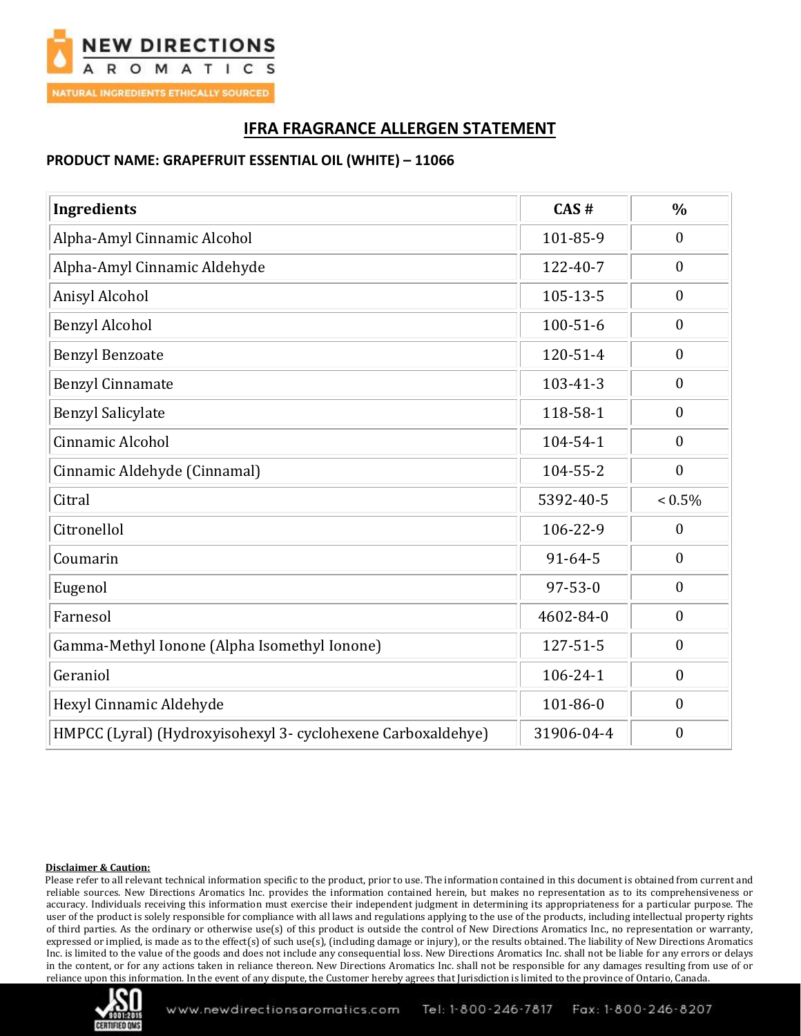# IFRA FRAGRANCE ALLERGEN STATEMENT

**PRODUCT NAME: GRAPEFRUIT ESSENTIAL OIL (WHITE) – 11066**

| Ingredients | CAS # | % |
|---|---|---|
| Alpha-Amyl Cinnamic Alcohol | 101-85-9 | 0 |
| Alpha-Amyl Cinnamic Aldehyde | 122-40-7 | 0 |
| Anisyl Alcohol | 105-13-5 | 0 |
| Benzyl Alcohol | 100-51-6 | 0 |
| Benzyl Benzoate | 120-51-4 | 0 |
| Benzyl Cinnamate | 103-41-3 | 0 |
| Benzyl Salicylate | 118-58-1 | 0 |
| Cinnamic Alcohol | 104-54-1 | 0 |
| Cinnamic Aldehyde (Cinnamal) | 104-55-2 | 0 |
| Citral | 5392-40-5 | < 0.5% |
| Citronellol | 106-22-9 | 0 |
| Coumarin | 91-64-5 | 0 |
| Eugenol | 97-53-0 | 0 |
| Farnesol | 4602-84-0 | 0 |
| Gamma-Methyl Ionone (Alpha Isomethyl Ionone) | 127-51-5 | 0 |
| Geraniol | 106-24-1 | 0 |
| Hexyl Cinnamic Aldehyde | 101-86-0 | 0 |
| HMPCC (Lyral) (Hydroxyisohexyl 3- cyclohexene Carboxaldehye) | 31906-04-4 | 0 |

**Disclaimer & Caution:**

Please refer to all relevant technical information specific to the product, prior to use. The information contained in this document is obtained from current and reliable sources. New Directions Aromatics Inc. provides the information contained herein, but makes no representation as to its comprehensiveness or accuracy. Individuals receiving this information must exercise their independent judgment in determining its appropriateness for a particular purpose. The user of the product is solely responsible for compliance with all laws and regulations applying to the use of the products, including intellectual property rights of third parties. As the ordinary or otherwise use(s) of this product is outside the control of New Directions Aromatics Inc., no representation or warranty, expressed or implied, is made as to the effect(s) of such use(s), (including damage or injury), or the results obtained. The liability of New Directions Aromatics Inc. is limited to the value of the goods and does not include any consequential loss. New Directions Aromatics Inc. shall not be liable for any errors or delays in the content, or for any actions taken in reliance thereon. New Directions Aromatics Inc. shall not be responsible for any damages resulting from use of or reliance upon this information. In the event of any dispute, the Customer hereby agrees that Jurisdiction is limited to the province of Ontario, Canada.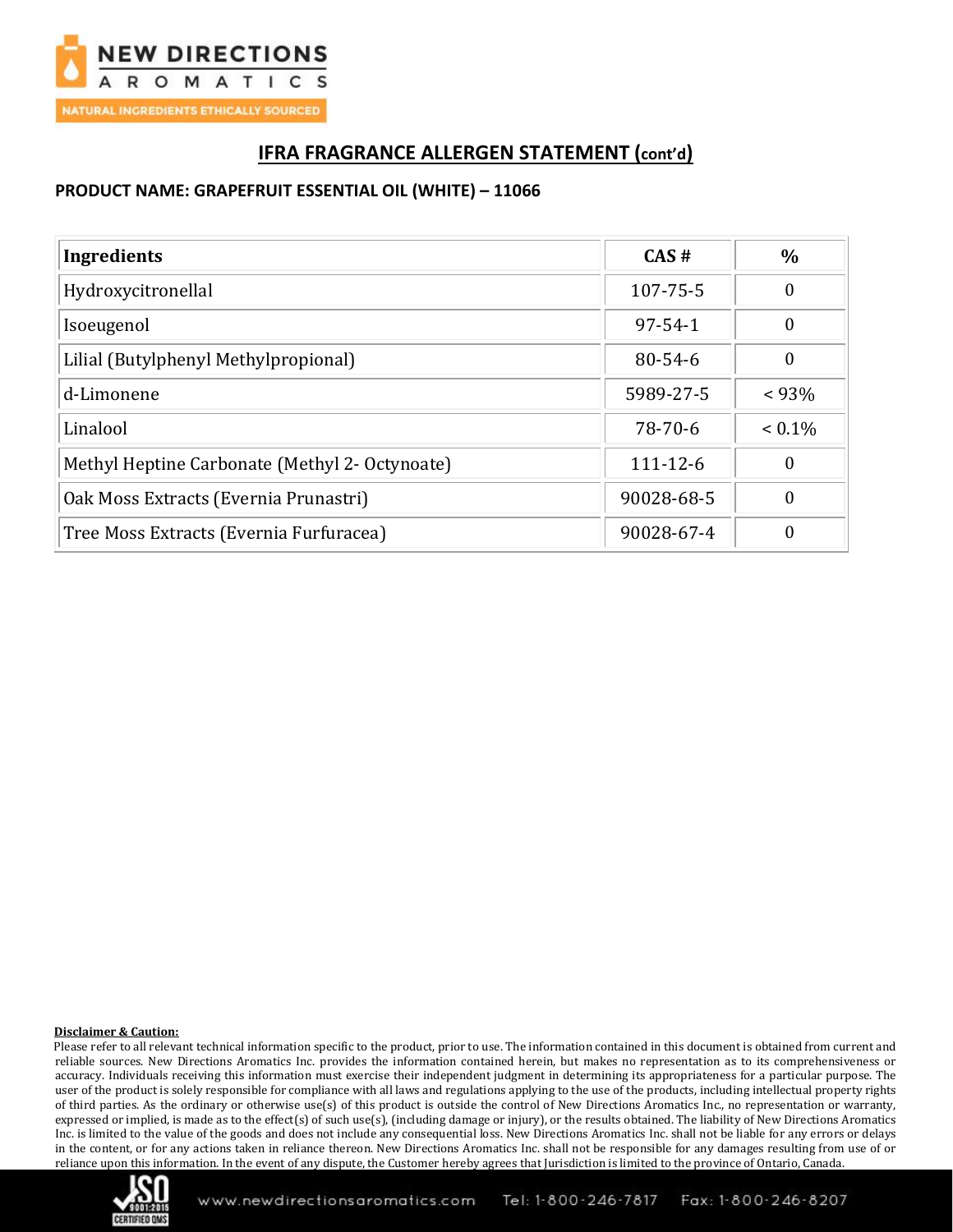## IFRA FRAGRANCE ALLERGEN STATEMENT (cont'd)

**PRODUCT NAME: GRAPEFRUIT ESSENTIAL OIL (WHITE) – 11066**

| Ingredients | CAS # | % |
|---|---|---|
| Hydroxycitronellal | 107-75-5 | 0 |
| Isoeugenol | 97-54-1 | 0 |
| Lilial (Butylphenyl Methylpropional) | 80-54-6 | 0 |
| d-Limonene | 5989-27-5 | < 93% |
| Linalool | 78-70-6 | < 0.1% |
| Methyl Heptine Carbonate (Methyl 2- Octynoate) | 111-12-6 | 0 |
| Oak Moss Extracts (Evernia Prunastri) | 90028-68-5 | 0 |
| Tree Moss Extracts (Evernia Furfuracea) | 90028-67-4 | 0 |

**Disclaimer & Caution:**

Please refer to all relevant technical information specific to the product, prior to use. The information contained in this document is obtained from current and reliable sources. New Directions Aromatics Inc. provides the information contained herein, but makes no representation as to its comprehensiveness or accuracy. Individuals receiving this information must exercise their independent judgment in determining its appropriateness for a particular purpose. The user of the product is solely responsible for compliance with all laws and regulations applying to the use of the products, including intellectual property rights of third parties. As the ordinary or otherwise use(s) of this product is outside the control of New Directions Aromatics Inc., no representation or warranty, expressed or implied, is made as to the effect(s) of such use(s), (including damage or injury), or the results obtained. The liability of New Directions Aromatics Inc. is limited to the value of the goods and does not include any consequential loss. New Directions Aromatics Inc. shall not be liable for any errors or delays in the content, or for any actions taken in reliance thereon. New Directions Aromatics Inc. shall not be responsible for any damages resulting from use of or reliance upon this information. In the event of any dispute, the Customer hereby agrees that Jurisdiction is limited to the province of Ontario, Canada.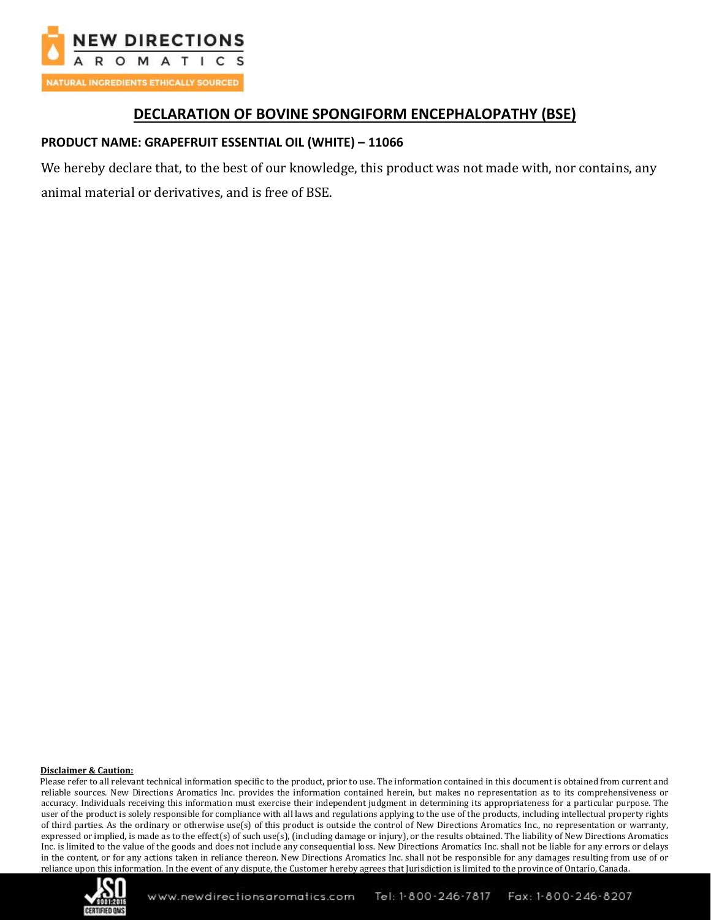# DECLARATION OF BOVINE SPONGIFORM ENCEPHALOPATHY (BSE)

**PRODUCT NAME: GRAPEFRUIT ESSENTIAL OIL (WHITE) – 11066**

We hereby declare that, to the best of our knowledge, this product was not made with, nor contains, any animal material or derivatives, and is free of BSE.

**Disclaimer & Caution:**

Please refer to all relevant technical information specific to the product, prior to use. The information contained in this document is obtained from current and reliable sources. New Directions Aromatics Inc. provides the information contained herein, but makes no representation as to its comprehensiveness or accuracy. Individuals receiving this information must exercise their independent judgment in determining its appropriateness for a particular purpose. The user of the product is solely responsible for compliance with all laws and regulations applying to the use of the products, including intellectual property rights of third parties. As the ordinary or otherwise use(s) of this product is outside the control of New Directions Aromatics Inc., no representation or warranty, expressed or implied, is made as to the effect(s) of such use(s), (including damage or injury), or the results obtained. The liability of New Directions Aromatics Inc. is limited to the value of the goods and does not include any consequential loss. New Directions Aromatics Inc. shall not be liable for any errors or delays in the content, or for any actions taken in reliance thereon. New Directions Aromatics Inc. shall not be responsible for any damages resulting from use of or reliance upon this information. In the event of any dispute, the Customer hereby agrees that Jurisdiction is limited to the province of Ontario, Canada.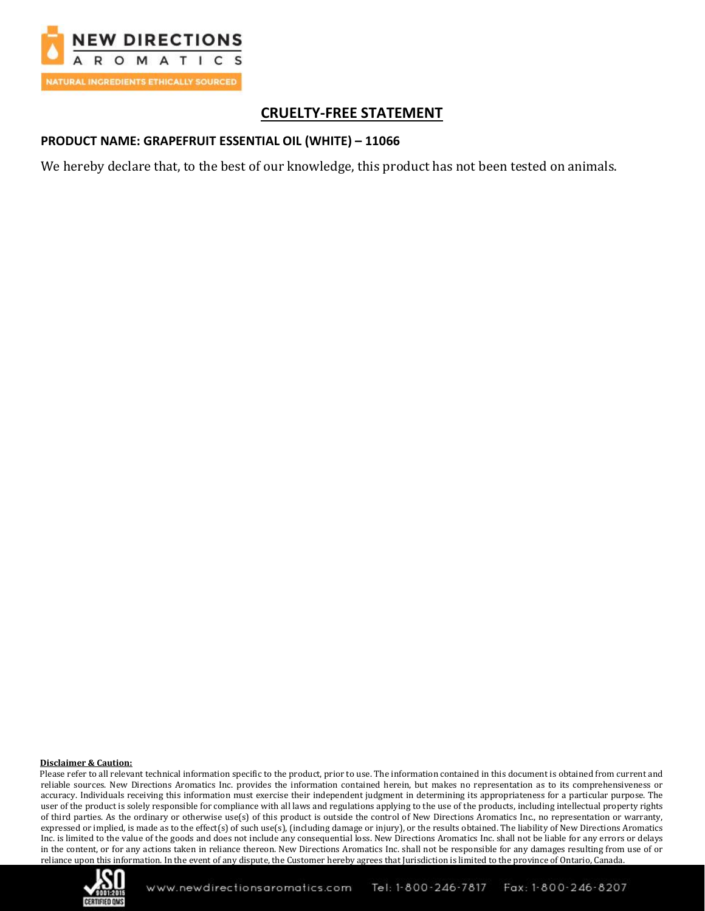# CRUELTY-FREE STATEMENT

**PRODUCT NAME: GRAPEFRUIT ESSENTIAL OIL (WHITE) – 11066**

We hereby declare that, to the best of our knowledge, this product has not been tested on animals.

**Disclaimer & Caution:**

Please refer to all relevant technical information specific to the product, prior to use. The information contained in this document is obtained from current and reliable sources. New Directions Aromatics Inc. provides the information contained herein, but makes no representation as to its comprehensiveness or accuracy. Individuals receiving this information must exercise their independent judgment in determining its appropriateness for a particular purpose. The user of the product is solely responsible for compliance with all laws and regulations applying to the use of the products, including intellectual property rights of third parties. As the ordinary or otherwise use(s) of this product is outside the control of New Directions Aromatics Inc., no representation or warranty, expressed or implied, is made as to the effect(s) of such use(s), (including damage or injury), or the results obtained. The liability of New Directions Aromatics Inc. is limited to the value of the goods and does not include any consequential loss. New Directions Aromatics Inc. shall not be liable for any errors or delays in the content, or for any actions taken in reliance thereon. New Directions Aromatics Inc. shall not be responsible for any damages resulting from use of or reliance upon this information. In the event of any dispute, the Customer hereby agrees that Jurisdiction is limited to the province of Ontario, Canada.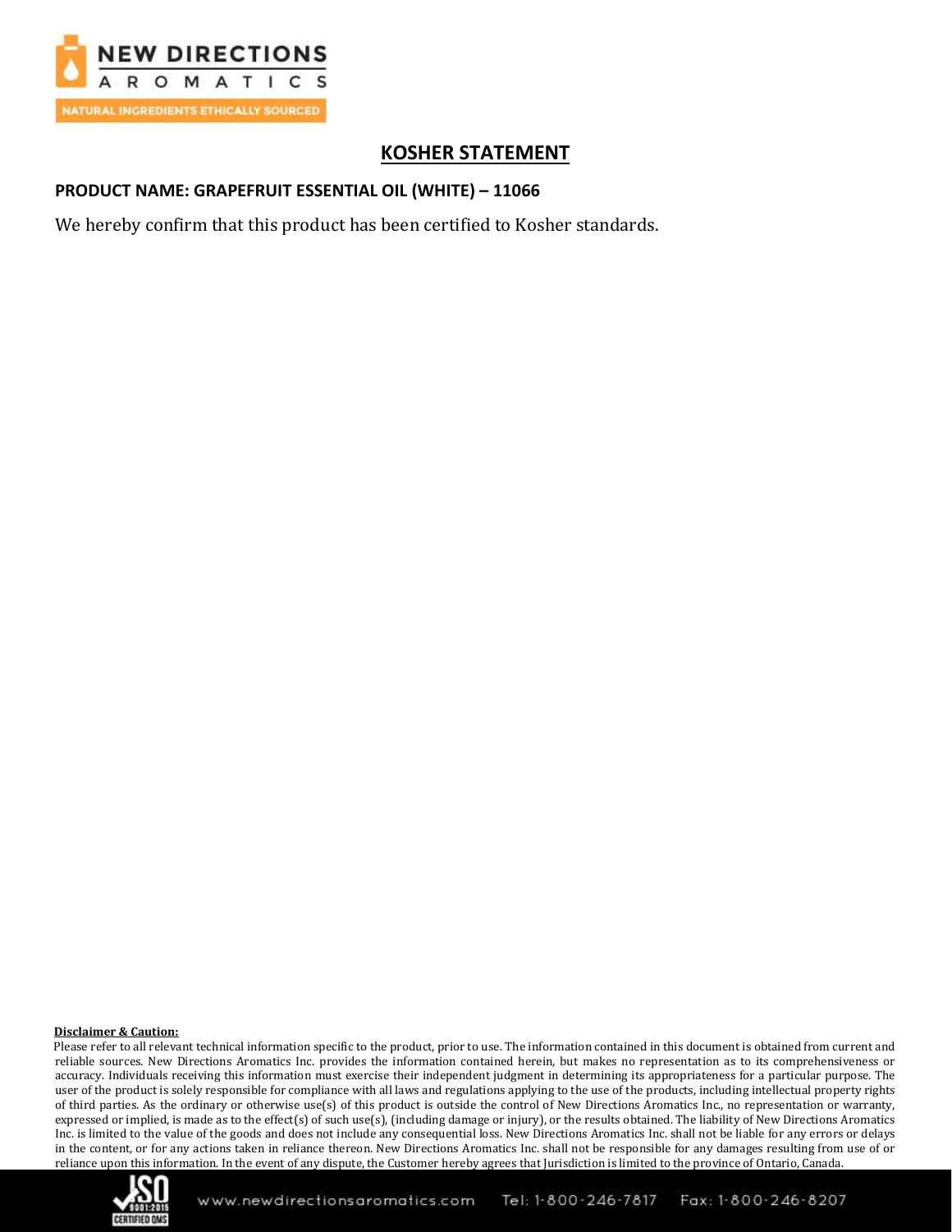# KOSHER STATEMENT

**PRODUCT NAME: GRAPEFRUIT ESSENTIAL OIL (WHITE) – 11066**

We hereby confirm that this product has been certified to Kosher standards.

**Disclaimer & Caution:**

Please refer to all relevant technical information specific to the product, prior to use. The information contained in this document is obtained from current and reliable sources. New Directions Aromatics Inc. provides the information contained herein, but makes no representation as to its comprehensiveness or accuracy. Individuals receiving this information must exercise their independent judgment in determining its appropriateness for a particular purpose. The user of the product is solely responsible for compliance with all laws and regulations applying to the use of the products, including intellectual property rights of third parties. As the ordinary or otherwise use(s) of this product is outside the control of New Directions Aromatics Inc., no representation or warranty, expressed or implied, is made as to the effect(s) of such use(s), (including damage or injury), or the results obtained. The liability of New Directions Aromatics Inc. is limited to the value of the goods and does not include any consequential loss. New Directions Aromatics Inc. shall not be liable for any errors or delays in the content, or for any actions taken in reliance thereon. New Directions Aromatics Inc. shall not be responsible for any damages resulting from use of or reliance upon this information. In the event of any dispute, the Customer hereby agrees that Jurisdiction is limited to the province of Ontario, Canada.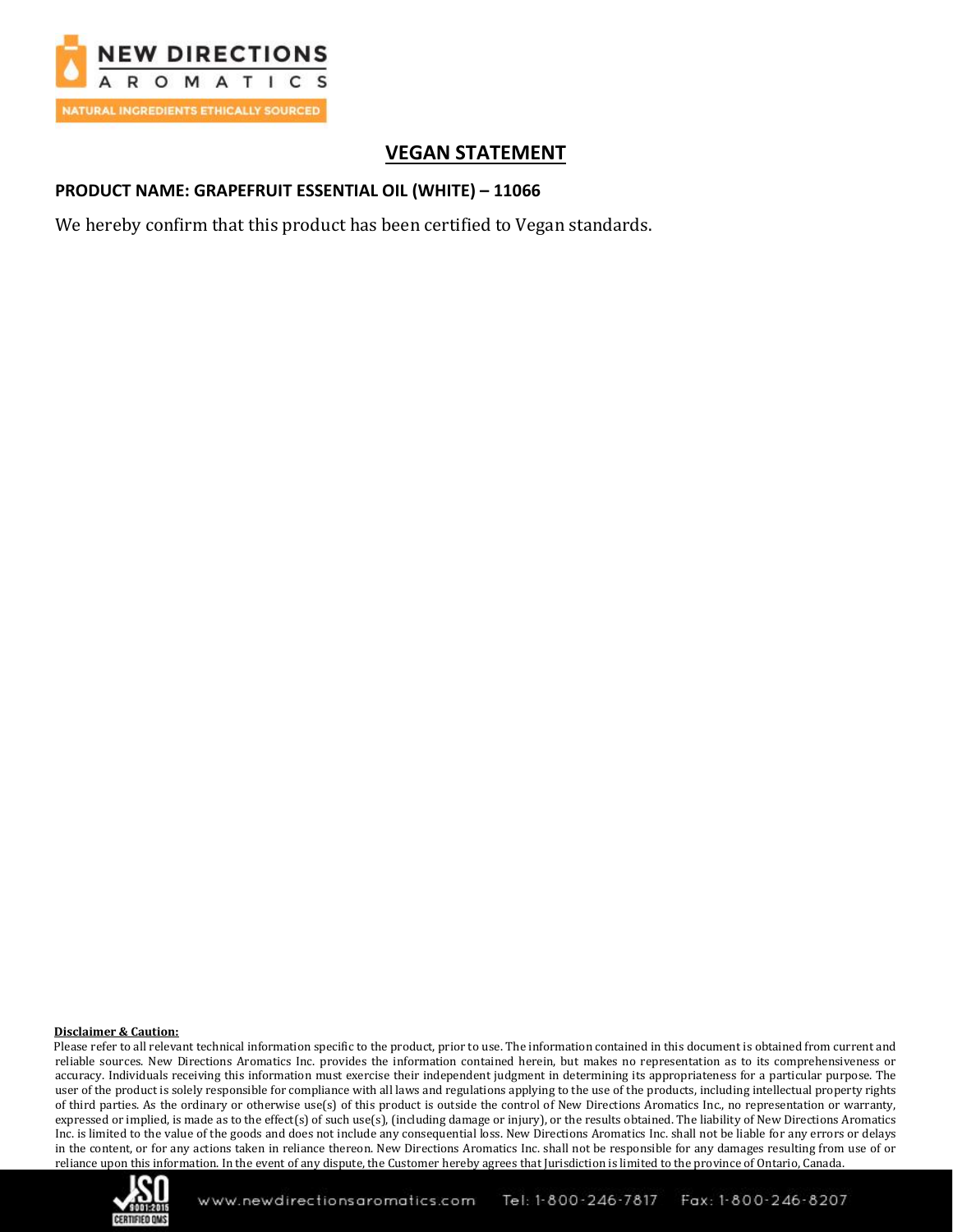# VEGAN STATEMENT

**PRODUCT NAME: GRAPEFRUIT ESSENTIAL OIL (WHITE) – 11066**

We hereby confirm that this product has been certified to Vegan standards.

**Disclaimer & Caution:**

Please refer to all relevant technical information specific to the product, prior to use. The information contained in this document is obtained from current and reliable sources. New Directions Aromatics Inc. provides the information contained herein, but makes no representation as to its comprehensiveness or accuracy. Individuals receiving this information must exercise their independent judgment in determining its appropriateness for a particular purpose. The user of the product is solely responsible for compliance with all laws and regulations applying to the use of the products, including intellectual property rights of third parties. As the ordinary or otherwise use(s) of this product is outside the control of New Directions Aromatics Inc., no representation or warranty, expressed or implied, is made as to the effect(s) of such use(s), (including damage or injury), or the results obtained. The liability of New Directions Aromatics Inc. is limited to the value of the goods and does not include any consequential loss. New Directions Aromatics Inc. shall not be liable for any errors or delays in the content, or for any actions taken in reliance thereon. New Directions Aromatics Inc. shall not be responsible for any damages resulting from use of or reliance upon this information. In the event of any dispute, the Customer hereby agrees that Jurisdiction is limited to the province of Ontario, Canada.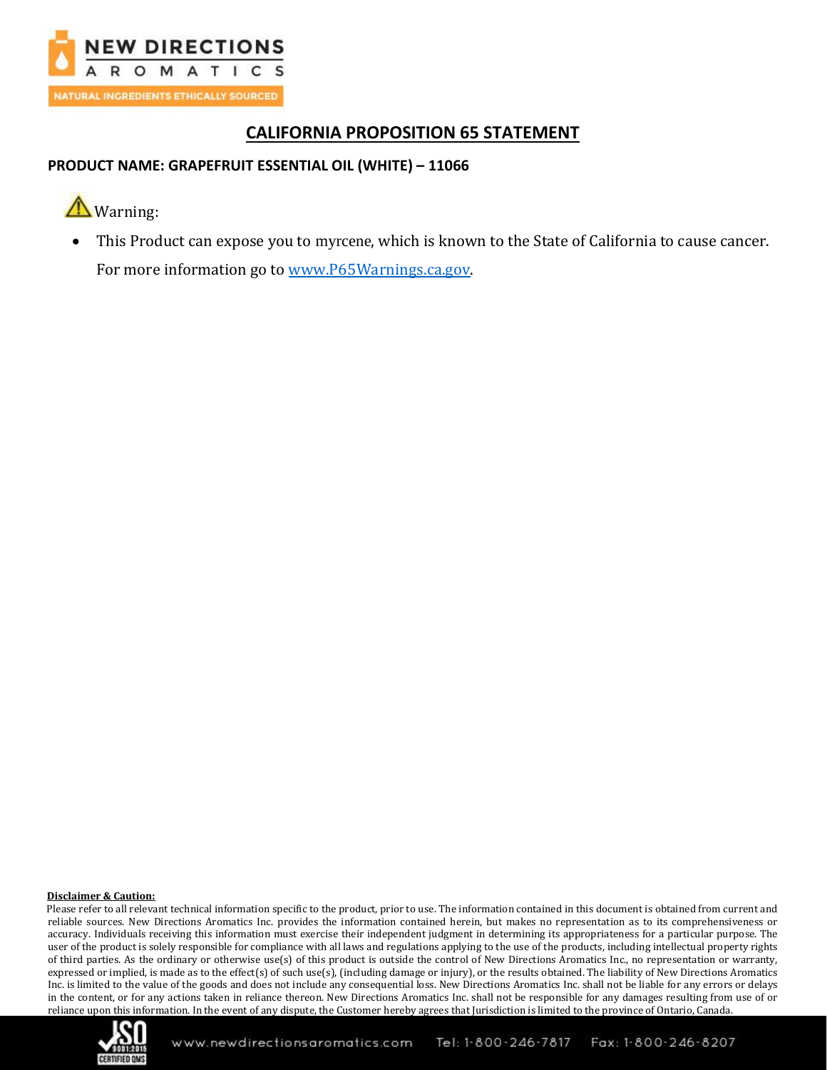# CALIFORNIA PROPOSITION 65 STATEMENT

**PRODUCT NAME: GRAPEFRUIT ESSENTIAL OIL (WHITE) – 11066**

⚠ Warning:

- This Product can expose you to myrcene, which is known to the State of California to cause cancer. For more information go to www.P65Warnings.ca.gov.

**Disclaimer & Caution:**

Please refer to all relevant technical information specific to the product, prior to use. The information contained in this document is obtained from current and reliable sources. New Directions Aromatics Inc. provides the information contained herein, but makes no representation as to its comprehensiveness or accuracy. Individuals receiving this information must exercise their independent judgment in determining its appropriateness for a particular purpose. The user of the product is solely responsible for compliance with all laws and regulations applying to the use of the products, including intellectual property rights of third parties. As the ordinary or otherwise use(s) of this product is outside the control of New Directions Aromatics Inc., no representation or warranty, expressed or implied, is made as to the effect(s) of such use(s), (including damage or injury), or the results obtained. The liability of New Directions Aromatics Inc. is limited to the value of the goods and does not include any consequential loss. New Directions Aromatics Inc. shall not be liable for any errors or delays in the content, or for any actions taken in reliance thereon. New Directions Aromatics Inc. shall not be responsible for any damages resulting from use of or reliance upon this information. In the event of any dispute, the Customer hereby agrees that Jurisdiction is limited to the province of Ontario, Canada.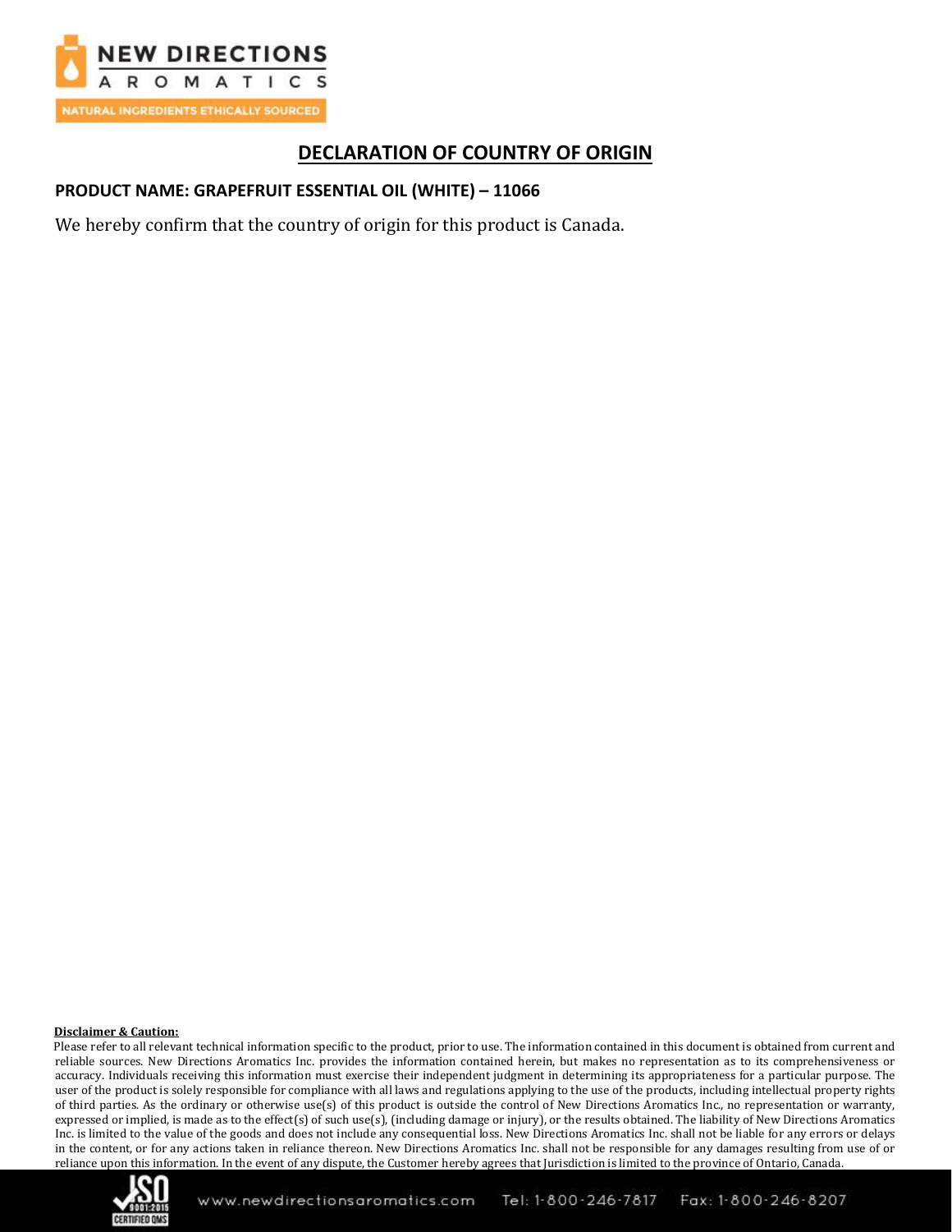# DECLARATION OF COUNTRY OF ORIGIN

**PRODUCT NAME: GRAPEFRUIT ESSENTIAL OIL (WHITE) – 11066**

We hereby confirm that the country of origin for this product is Canada.

**Disclaimer & Caution:**

Please refer to all relevant technical information specific to the product, prior to use. The information contained in this document is obtained from current and reliable sources. New Directions Aromatics Inc. provides the information contained herein, but makes no representation as to its comprehensiveness or accuracy. Individuals receiving this information must exercise their independent judgment in determining its appropriateness for a particular purpose. The user of the product is solely responsible for compliance with all laws and regulations applying to the use of the products, including intellectual property rights of third parties. As the ordinary or otherwise use(s) of this product is outside the control of New Directions Aromatics Inc., no representation or warranty, expressed or implied, is made as to the effect(s) of such use(s), (including damage or injury), or the results obtained. The liability of New Directions Aromatics Inc. is limited to the value of the goods and does not include any consequential loss. New Directions Aromatics Inc. shall not be liable for any errors or delays in the content, or for any actions taken in reliance thereon. New Directions Aromatics Inc. shall not be responsible for any damages resulting from use of or reliance upon this information. In the event of any dispute, the Customer hereby agrees that Jurisdiction is limited to the province of Ontario, Canada.